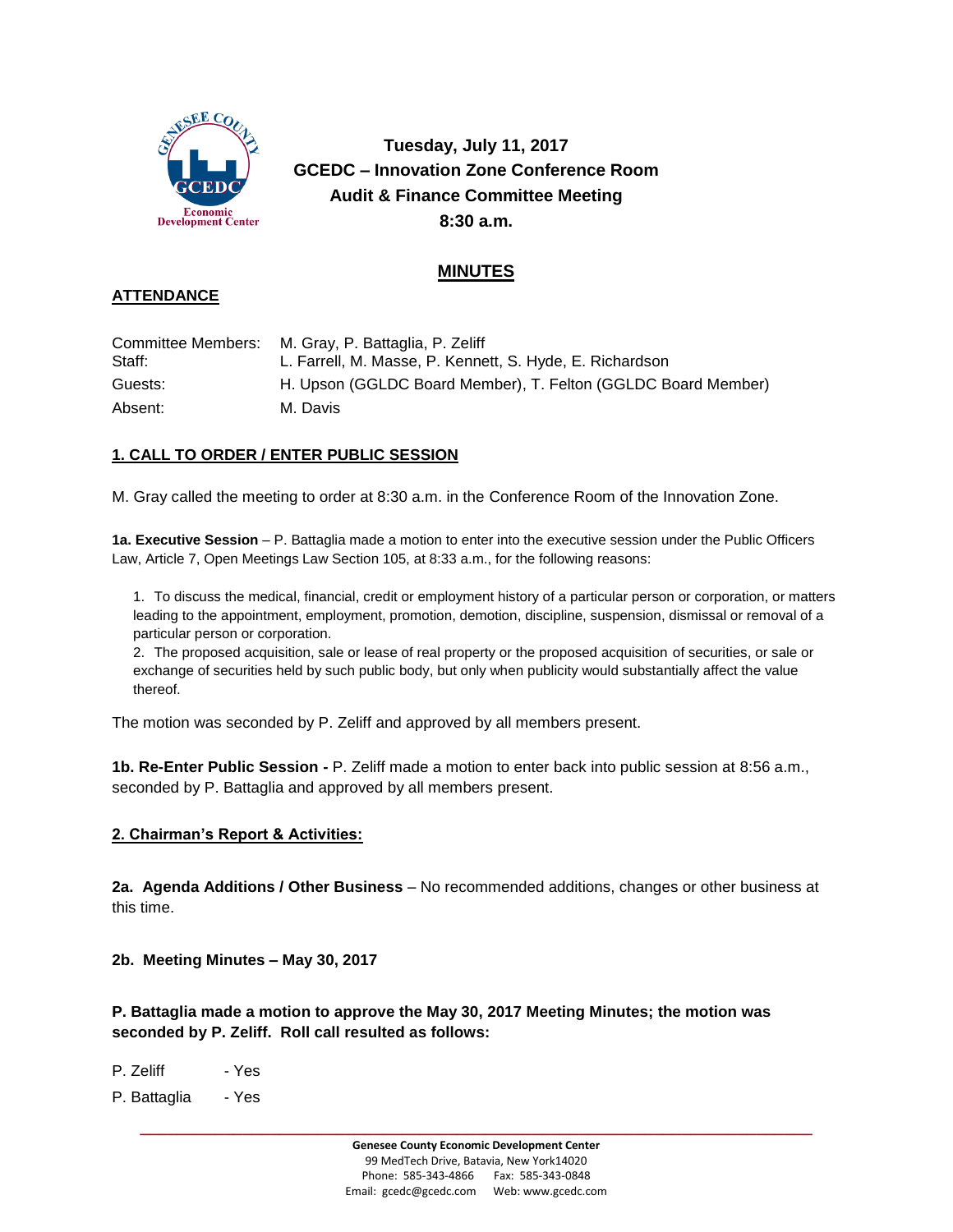**Tuesday, July 11, 2017**
**GCEDC – Innovation Zone Conference Room**
**Audit & Finance Committee Meeting**
**8:30 a.m.**

# MINUTES

## ATTENDANCE

| | |
|---|---|
| Committee Members: | M. Gray, P. Battaglia, P. Zeliff |
| Staff: | L. Farrell, M. Masse, P. Kennett, S. Hyde, E. Richardson |
| Guests: | H. Upson (GGLDC Board Member), T. Felton (GGLDC Board Member) |
| Absent: | M. Davis |

## 1. CALL TO ORDER / ENTER PUBLIC SESSION

M. Gray called the meeting to order at 8:30 a.m. in the Conference Room of the Innovation Zone.

**1a. Executive Session** – P. Battaglia made a motion to enter into the executive session under the Public Officers Law, Article 7, Open Meetings Law Section 105, at 8:33 a.m., for the following reasons:

1. To discuss the medical, financial, credit or employment history of a particular person or corporation, or matters leading to the appointment, employment, promotion, demotion, discipline, suspension, dismissal or removal of a particular person or corporation.
2. The proposed acquisition, sale or lease of real property or the proposed acquisition of securities, or sale or exchange of securities held by such public body, but only when publicity would substantially affect the value thereof.

The motion was seconded by P. Zeliff and approved by all members present.

**1b. Re-Enter Public Session -** P. Zeliff made a motion to enter back into public session at 8:56 a.m., seconded by P. Battaglia and approved by all members present.

## 2. Chairman's Report & Activities:

**2a. Agenda Additions / Other Business** – No recommended additions, changes or other business at this time.

**2b. Meeting Minutes – May 30, 2017**

**P. Battaglia made a motion to approve the May 30, 2017 Meeting Minutes; the motion was seconded by P. Zeliff. Roll call resulted as follows:**

P. Zeliff - Yes
P. Battaglia - Yes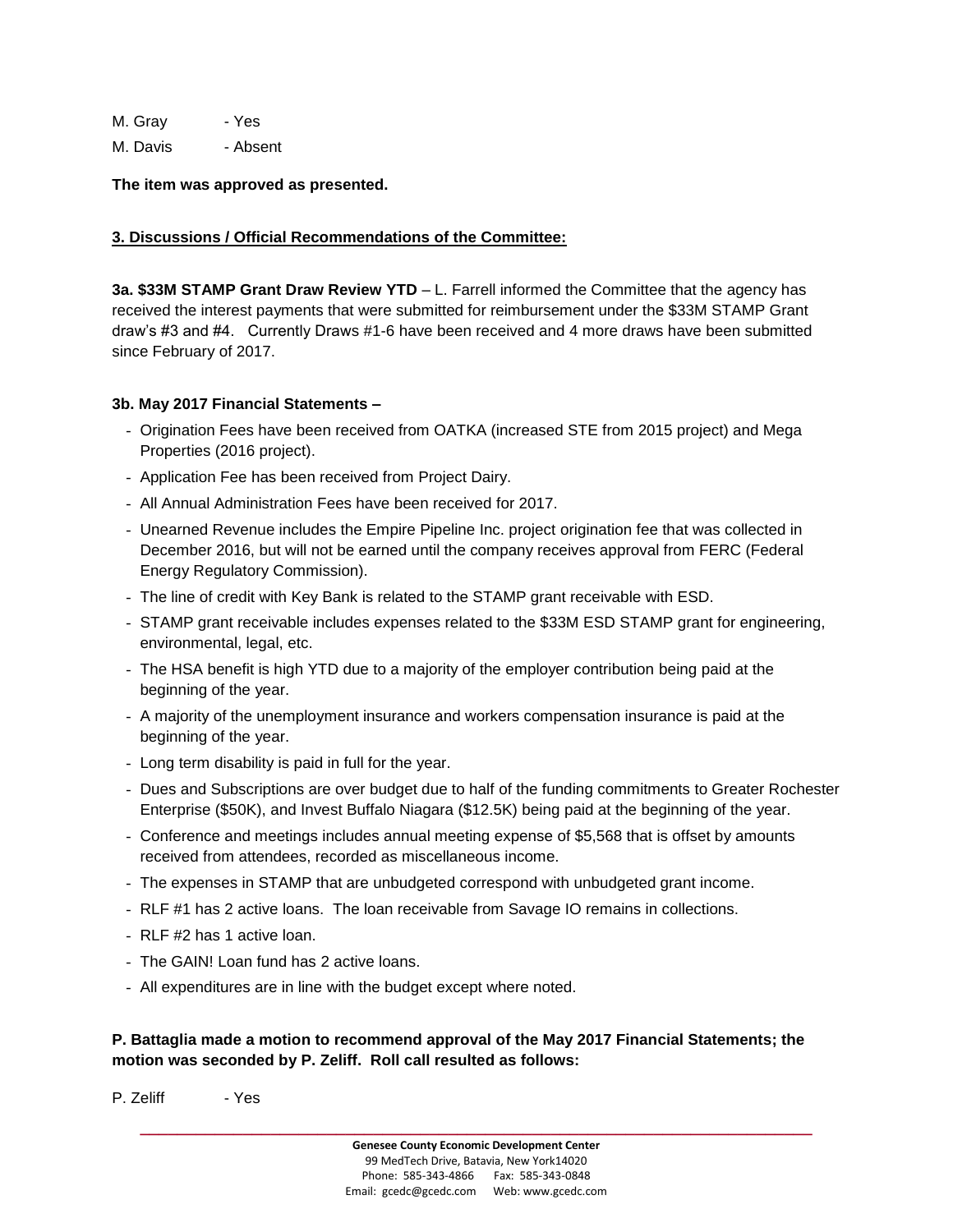M. Gray - Yes

M. Davis - Absent

**The item was approved as presented.**

**3. Discussions / Official Recommendations of the Committee:**

**3a. $33M STAMP Grant Draw Review YTD** – L. Farrell informed the Committee that the agency has received the interest payments that were submitted for reimbursement under the $33M STAMP Grant draw's #3 and #4. Currently Draws #1-6 have been received and 4 more draws have been submitted since February of 2017.

**3b. May 2017 Financial Statements –**

- Origination Fees have been received from OATKA (increased STE from 2015 project) and Mega Properties (2016 project).
- Application Fee has been received from Project Dairy.
- All Annual Administration Fees have been received for 2017.
- Unearned Revenue includes the Empire Pipeline Inc. project origination fee that was collected in December 2016, but will not be earned until the company receives approval from FERC (Federal Energy Regulatory Commission).
- The line of credit with Key Bank is related to the STAMP grant receivable with ESD.
- STAMP grant receivable includes expenses related to the $33M ESD STAMP grant for engineering, environmental, legal, etc.
- The HSA benefit is high YTD due to a majority of the employer contribution being paid at the beginning of the year.
- A majority of the unemployment insurance and workers compensation insurance is paid at the beginning of the year.
- Long term disability is paid in full for the year.
- Dues and Subscriptions are over budget due to half of the funding commitments to Greater Rochester Enterprise ($50K), and Invest Buffalo Niagara ($12.5K) being paid at the beginning of the year.
- Conference and meetings includes annual meeting expense of $5,568 that is offset by amounts received from attendees, recorded as miscellaneous income.
- The expenses in STAMP that are unbudgeted correspond with unbudgeted grant income.
- RLF #1 has 2 active loans. The loan receivable from Savage IO remains in collections.
- RLF #2 has 1 active loan.
- The GAIN! Loan fund has 2 active loans.
- All expenditures are in line with the budget except where noted.

**P. Battaglia made a motion to recommend approval of the May 2017 Financial Statements; the motion was seconded by P. Zeliff. Roll call resulted as follows:**

P. Zeliff - Yes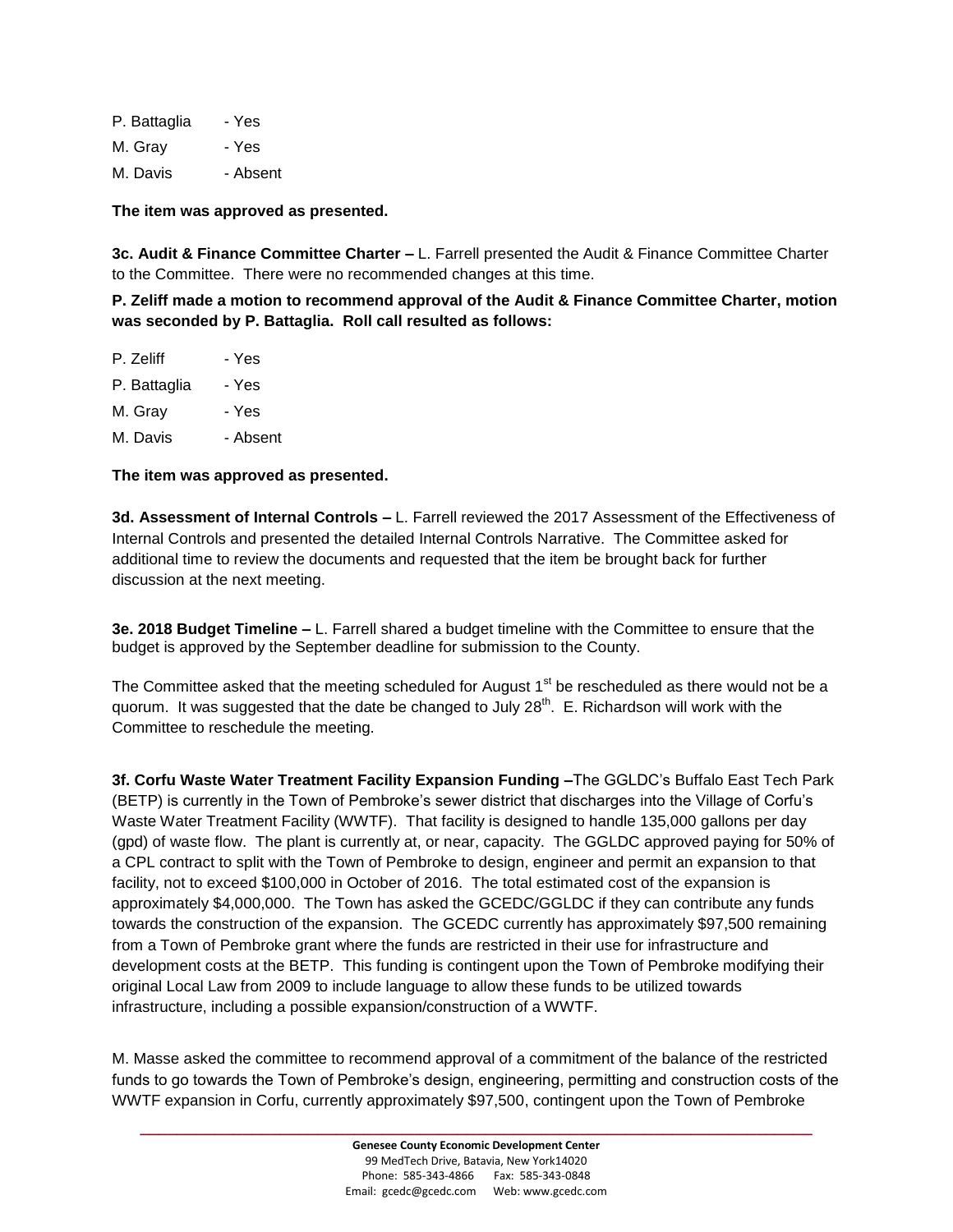P. Battaglia - Yes

M. Gray - Yes

M. Davis - Absent

**The item was approved as presented.**

**3c. Audit & Finance Committee Charter –** L. Farrell presented the Audit & Finance Committee Charter to the Committee. There were no recommended changes at this time.

**P. Zeliff made a motion to recommend approval of the Audit & Finance Committee Charter, motion was seconded by P. Battaglia. Roll call resulted as follows:**

P. Zeliff - Yes

P. Battaglia - Yes

M. Gray - Yes

M. Davis - Absent

**The item was approved as presented.**

**3d. Assessment of Internal Controls –** L. Farrell reviewed the 2017 Assessment of the Effectiveness of Internal Controls and presented the detailed Internal Controls Narrative. The Committee asked for additional time to review the documents and requested that the item be brought back for further discussion at the next meeting.

**3e. 2018 Budget Timeline –** L. Farrell shared a budget timeline with the Committee to ensure that the budget is approved by the September deadline for submission to the County.

The Committee asked that the meeting scheduled for August 1st be rescheduled as there would not be a quorum. It was suggested that the date be changed to July 28th. E. Richardson will work with the Committee to reschedule the meeting.

**3f. Corfu Waste Water Treatment Facility Expansion Funding –**The GGLDC's Buffalo East Tech Park (BETP) is currently in the Town of Pembroke's sewer district that discharges into the Village of Corfu's Waste Water Treatment Facility (WWTF). That facility is designed to handle 135,000 gallons per day (gpd) of waste flow. The plant is currently at, or near, capacity. The GGLDC approved paying for 50% of a CPL contract to split with the Town of Pembroke to design, engineer and permit an expansion to that facility, not to exceed $100,000 in October of 2016. The total estimated cost of the expansion is approximately $4,000,000. The Town has asked the GCEDC/GGLDC if they can contribute any funds towards the construction of the expansion. The GCEDC currently has approximately $97,500 remaining from a Town of Pembroke grant where the funds are restricted in their use for infrastructure and development costs at the BETP. This funding is contingent upon the Town of Pembroke modifying their original Local Law from 2009 to include language to allow these funds to be utilized towards infrastructure, including a possible expansion/construction of a WWTF.

M. Masse asked the committee to recommend approval of a commitment of the balance of the restricted funds to go towards the Town of Pembroke's design, engineering, permitting and construction costs of the WWTF expansion in Corfu, currently approximately $97,500, contingent upon the Town of Pembroke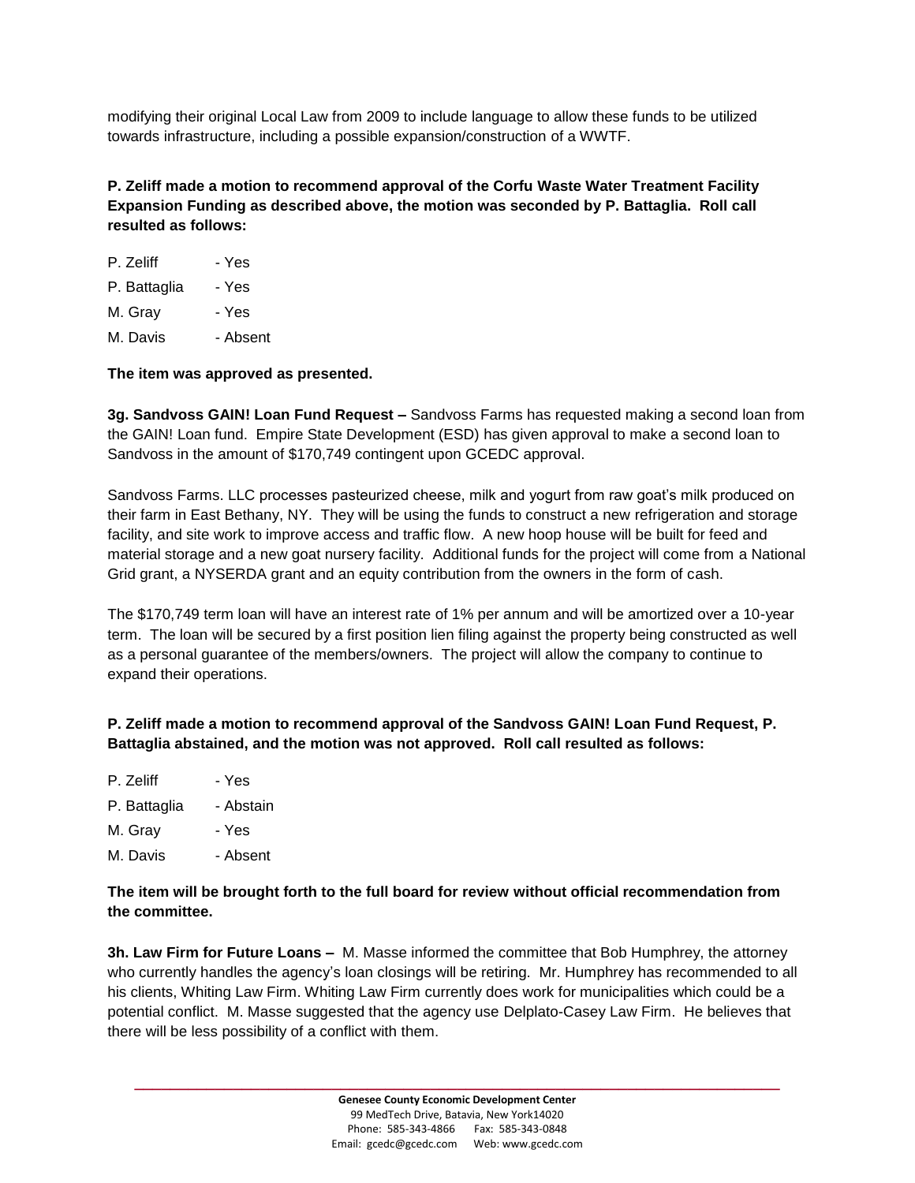modifying their original Local Law from 2009 to include language to allow these funds to be utilized towards infrastructure, including a possible expansion/construction of a WWTF.

**P. Zeliff made a motion to recommend approval of the Corfu Waste Water Treatment Facility Expansion Funding as described above, the motion was seconded by P. Battaglia. Roll call resulted as follows:**

P. Zeliff - Yes

P. Battaglia - Yes

M. Gray - Yes

M. Davis - Absent

**The item was approved as presented.**

**3g. Sandvoss GAIN! Loan Fund Request –** Sandvoss Farms has requested making a second loan from the GAIN! Loan fund. Empire State Development (ESD) has given approval to make a second loan to Sandvoss in the amount of $170,749 contingent upon GCEDC approval.

Sandvoss Farms. LLC processes pasteurized cheese, milk and yogurt from raw goat's milk produced on their farm in East Bethany, NY. They will be using the funds to construct a new refrigeration and storage facility, and site work to improve access and traffic flow. A new hoop house will be built for feed and material storage and a new goat nursery facility. Additional funds for the project will come from a National Grid grant, a NYSERDA grant and an equity contribution from the owners in the form of cash.

The $170,749 term loan will have an interest rate of 1% per annum and will be amortized over a 10-year term. The loan will be secured by a first position lien filing against the property being constructed as well as a personal guarantee of the members/owners. The project will allow the company to continue to expand their operations.

**P. Zeliff made a motion to recommend approval of the Sandvoss GAIN! Loan Fund Request, P. Battaglia abstained, and the motion was not approved. Roll call resulted as follows:**

P. Zeliff - Yes

P. Battaglia - Abstain

M. Gray - Yes

M. Davis - Absent

**The item will be brought forth to the full board for review without official recommendation from the committee.**

**3h. Law Firm for Future Loans –** M. Masse informed the committee that Bob Humphrey, the attorney who currently handles the agency's loan closings will be retiring. Mr. Humphrey has recommended to all his clients, Whiting Law Firm. Whiting Law Firm currently does work for municipalities which could be a potential conflict. M. Masse suggested that the agency use Delplato-Casey Law Firm. He believes that there will be less possibility of a conflict with them.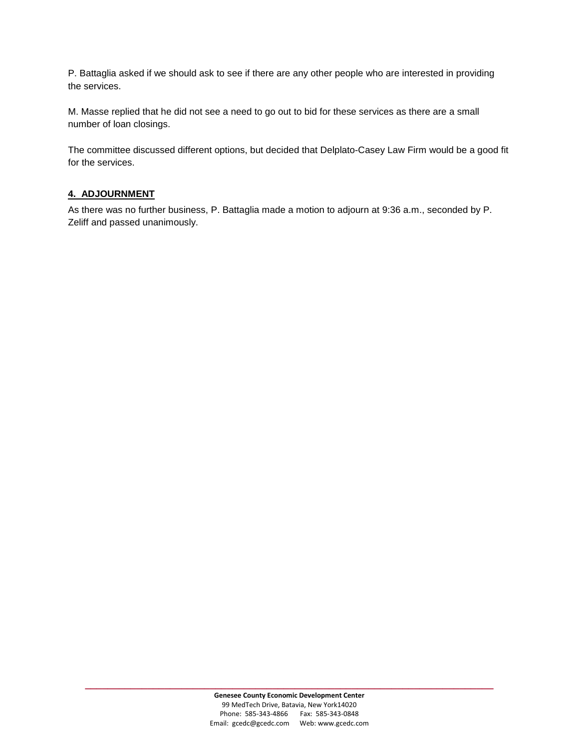P. Battaglia asked if we should ask to see if there are any other people who are interested in providing the services.

M. Masse replied that he did not see a need to go out to bid for these services as there are a small number of loan closings.

The committee discussed different options, but decided that Delplato-Casey Law Firm would be a good fit for the services.

**4. ADJOURNMENT**

As there was no further business, P. Battaglia made a motion to adjourn at 9:36 a.m., seconded by P. Zeliff and passed unanimously.